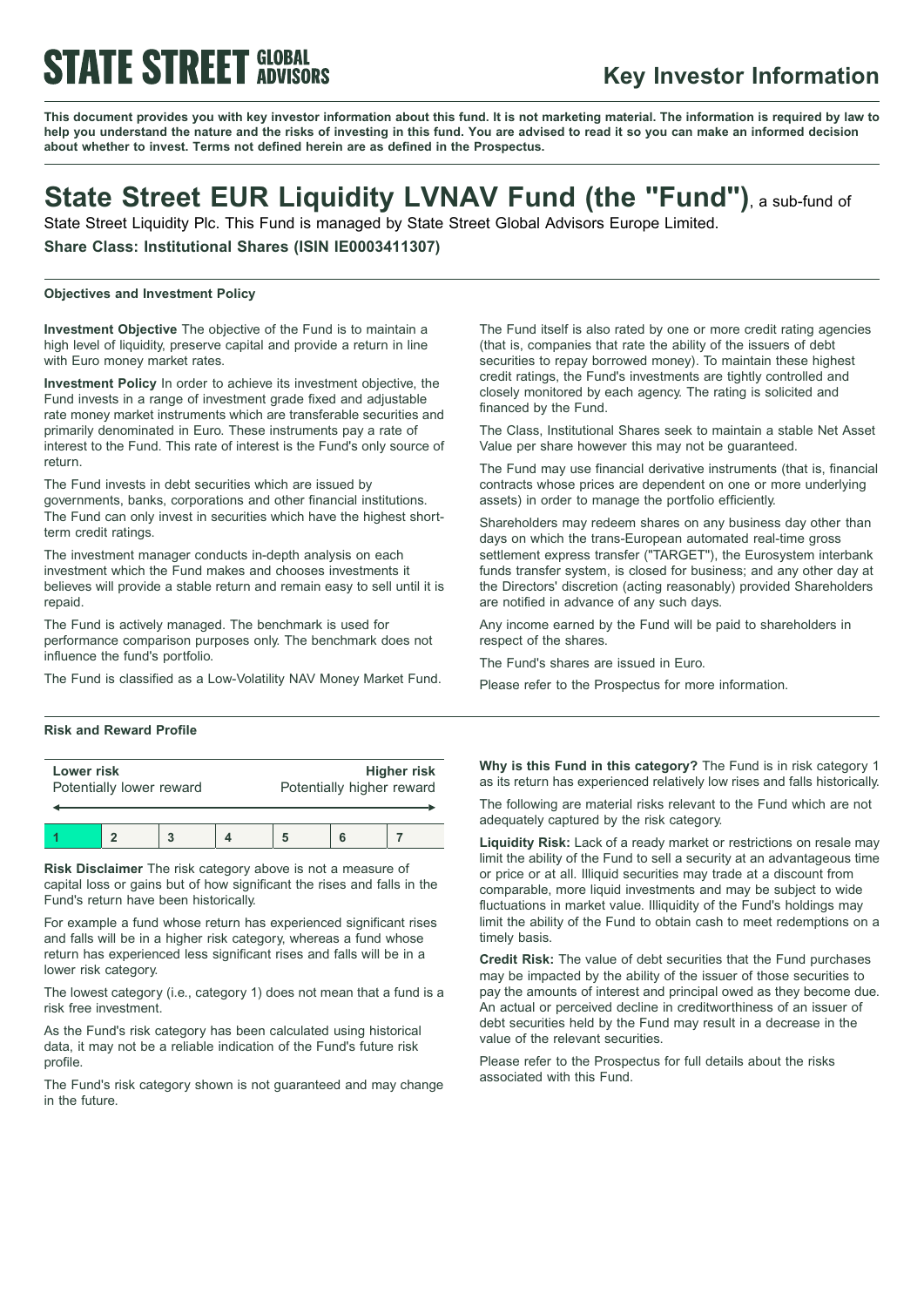**STATE STREET GLOBAL ADVISORS**

# Key Investor Information

**This document provides you with key investor information about this fund. It is not marketing material. The information is required by law to help you understand the nature and the risks of investing in this fund. You are advised to read it so you can make an informed decision about whether to invest. Terms not defined herein are as defined in the Prospectus.**

# State Street EUR Liquidity LVNAV Fund (the "Fund"), a sub-fund of State Street Liquidity Plc. This Fund is managed by State Street Global Advisors Europe Limited.

**Share Class: Institutional Shares (ISIN IE0003411307)**

## Objectives and Investment Policy

**Investment Objective** The objective of the Fund is to maintain a high level of liquidity, preserve capital and provide a return in line with Euro money market rates.

**Investment Policy** In order to achieve its investment objective, the Fund invests in a range of investment grade fixed and adjustable rate money market instruments which are transferable securities and primarily denominated in Euro. These instruments pay a rate of interest to the Fund. This rate of interest is the Fund's only source of return.

The Fund invests in debt securities which are issued by governments, banks, corporations and other financial institutions. The Fund can only invest in securities which have the highest short-term credit ratings.

The investment manager conducts in-depth analysis on each investment which the Fund makes and chooses investments it believes will provide a stable return and remain easy to sell until it is repaid.

The Fund is actively managed. The benchmark is used for performance comparison purposes only. The benchmark does not influence the fund's portfolio.

The Fund is classified as a Low-Volatility NAV Money Market Fund.

The Fund itself is also rated by one or more credit rating agencies (that is, companies that rate the ability of the issuers of debt securities to repay borrowed money). To maintain these highest credit ratings, the Fund's investments are tightly controlled and closely monitored by each agency. The rating is solicited and financed by the Fund.

The Class, Institutional Shares seek to maintain a stable Net Asset Value per share however this may not be guaranteed.

The Fund may use financial derivative instruments (that is, financial contracts whose prices are dependent on one or more underlying assets) in order to manage the portfolio efficiently.

Shareholders may redeem shares on any business day other than days on which the trans-European automated real-time gross settlement express transfer ("TARGET"), the Eurosystem interbank funds transfer system, is closed for business; and any other day at the Directors' discretion (acting reasonably) provided Shareholders are notified in advance of any such days.

Any income earned by the Fund will be paid to shareholders in respect of the shares.

The Fund's shares are issued in Euro.

Please refer to the Prospectus for more information.

## Risk and Reward Profile

| **Lower risk** Potentially lower reward | | | | | | **Higher risk** Potentially higher reward |
|---|---|---|---|---|---|---|
| **1** | **2** | **3** | **4** | **5** | **6** | **7** |

**Risk Disclaimer** The risk category above is not a measure of capital loss or gains but of how significant the rises and falls in the Fund's return have been historically.

For example a fund whose return has experienced significant rises and falls will be in a higher risk category, whereas a fund whose return has experienced less significant rises and falls will be in a lower risk category.

The lowest category (i.e., category 1) does not mean that a fund is a risk free investment.

As the Fund's risk category has been calculated using historical data, it may not be a reliable indication of the Fund's future risk profile.

The Fund's risk category shown is not guaranteed and may change in the future.

**Why is this Fund in this category?** The Fund is in risk category 1 as its return has experienced relatively low rises and falls historically.

The following are material risks relevant to the Fund which are not adequately captured by the risk category.

**Liquidity Risk:** Lack of a ready market or restrictions on resale may limit the ability of the Fund to sell a security at an advantageous time or price or at all. Illiquid securities may trade at a discount from comparable, more liquid investments and may be subject to wide fluctuations in market value. Illiquidity of the Fund's holdings may limit the ability of the Fund to obtain cash to meet redemptions on a timely basis.

**Credit Risk:** The value of debt securities that the Fund purchases may be impacted by the ability of the issuer of those securities to pay the amounts of interest and principal owed as they become due. An actual or perceived decline in creditworthiness of an issuer of debt securities held by the Fund may result in a decrease in the value of the relevant securities.

Please refer to the Prospectus for full details about the risks associated with this Fund.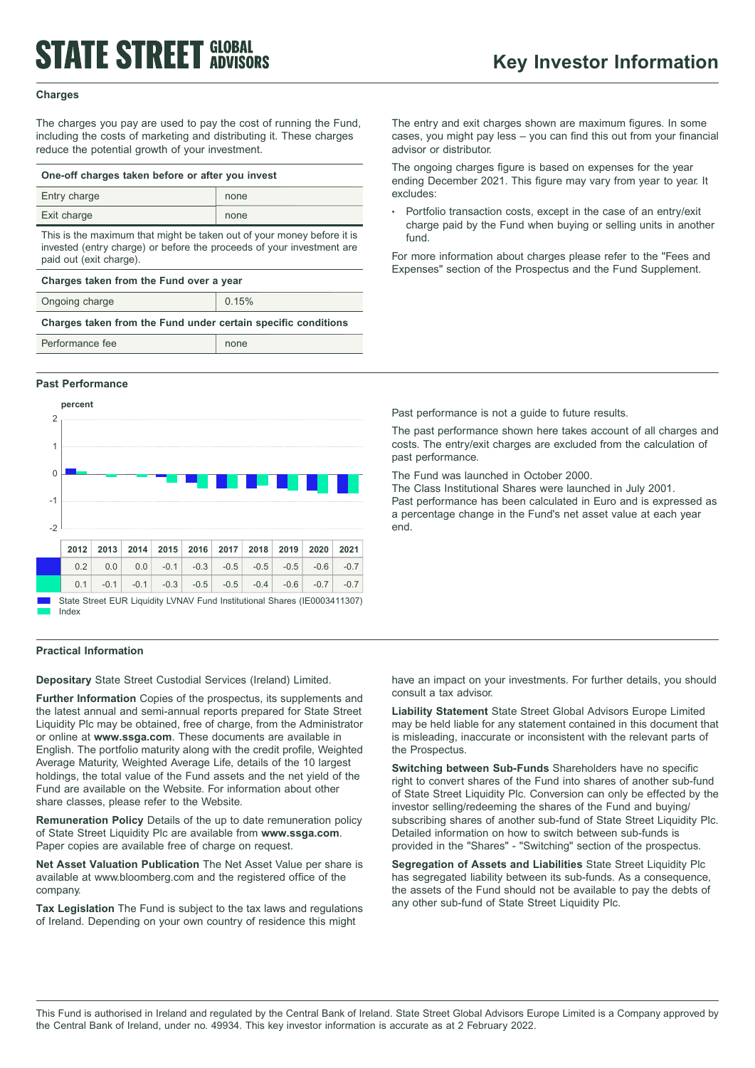## Charges

The charges you pay are used to pay the cost of running the Fund, including the costs of marketing and distributing it. These charges reduce the potential growth of your investment.

| One-off charges taken before or after you invest | |
|---|---|
| Entry charge | none |
| Exit charge | none |
| This is the maximum that might be taken out of your money before it is invested (entry charge) or before the proceeds of your investment are paid out (exit charge). | |
| **Charges taken from the Fund over a year** | |
| Ongoing charge | 0.15% |
| **Charges taken from the Fund under certain specific conditions** | |
| Performance fee | none |

The entry and exit charges shown are maximum figures. In some cases, you might pay less – you can find this out from your financial advisor or distributor.

The ongoing charges figure is based on expenses for the year ending December 2021. This figure may vary from year to year. It excludes:

- Portfolio transaction costs, except in the case of an entry/exit charge paid by the Fund when buying or selling units in another fund.

For more information about charges please refer to the "Fees and Expenses" section of the Prospectus and the Fund Supplement.

## Past Performance

percent

2
1
0
-1
-2

| | 2012 | 2013 | 2014 | 2015 | 2016 | 2017 | 2018 | 2019 | 2020 | 2021 |
|---|---|---|---|---|---|---|---|---|---|---|
| State Street EUR Liquidity LVNAV Fund Institutional Shares (IE0003411307) | 0.2 | 0.0 | 0.0 | -0.1 | -0.3 | -0.5 | -0.5 | -0.5 | -0.6 | -0.7 |
| Index | 0.1 | -0.1 | -0.1 | -0.3 | -0.5 | -0.5 | -0.4 | -0.6 | -0.7 | -0.7 |

Past performance is not a guide to future results.

The past performance shown here takes account of all charges and costs. The entry/exit charges are excluded from the calculation of past performance.

The Fund was launched in October 2000.
The Class Institutional Shares were launched in July 2001.
Past performance has been calculated in Euro and is expressed as a percentage change in the Fund's net asset value at each year end.

## Practical Information

**Depositary** State Street Custodial Services (Ireland) Limited.

**Further Information** Copies of the prospectus, its supplements and the latest annual and semi-annual reports prepared for State Street Liquidity Plc may be obtained, free of charge, from the Administrator or online at **www.ssga.com**. These documents are available in English. The portfolio maturity along with the credit profile, Weighted Average Maturity, Weighted Average Life, details of the 10 largest holdings, the total value of the Fund assets and the net yield of the Fund are available on the Website. For information about other share classes, please refer to the Website.

**Remuneration Policy** Details of the up to date remuneration policy of State Street Liquidity Plc are available from **www.ssga.com**. Paper copies are available free of charge on request.

**Net Asset Valuation Publication** The Net Asset Value per share is available at www.bloomberg.com and the registered office of the company.

**Tax Legislation** The Fund is subject to the tax laws and regulations of Ireland. Depending on your own country of residence this might have an impact on your investments. For further details, you should consult a tax advisor.

**Liability Statement** State Street Global Advisors Europe Limited may be held liable for any statement contained in this document that is misleading, inaccurate or inconsistent with the relevant parts of the Prospectus.

**Switching between Sub-Funds** Shareholders have no specific right to convert shares of the Fund into shares of another sub-fund of State Street Liquidity Plc. Conversion can only be effected by the investor selling/redeeming the shares of the Fund and buying/subscribing shares of another sub-fund of State Street Liquidity Plc. Detailed information on how to switch between sub-funds is provided in the "Shares" - "Switching" section of the prospectus.

**Segregation of Assets and Liabilities** State Street Liquidity Plc has segregated liability between its sub-funds. As a consequence, the assets of the Fund should not be available to pay the debts of any other sub-fund of State Street Liquidity Plc.

This Fund is authorised in Ireland and regulated by the Central Bank of Ireland. State Street Global Advisors Europe Limited is a Company approved by the Central Bank of Ireland, under no. 49934. This key investor information is accurate as at 2 February 2022.